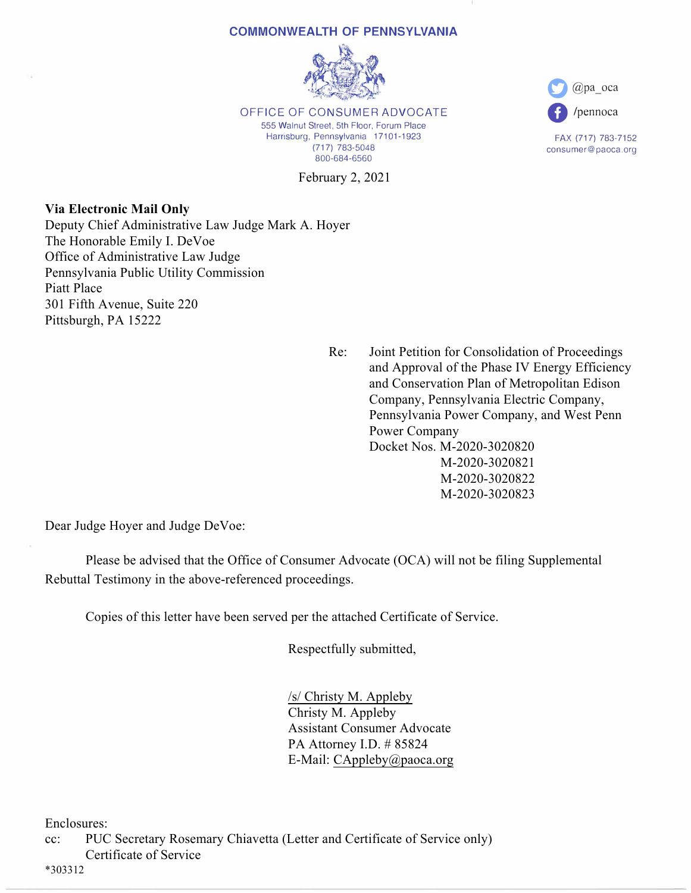**COMMONWEALTH OF PENNSYLVANIA**

OFFICE OF CONSUMER ADVOCATE
555 Walnut Street, 5th Floor, Forum Place
Harrisburg, Pennsylvania 17101-1923
(717) 783-5048
800-684-6560

@pa_oca
/pennoca

FAX (717) 783-7152
consumer@paoca.org

February 2, 2021

**Via Electronic Mail Only**
Deputy Chief Administrative Law Judge Mark A. Hoyer
The Honorable Emily I. DeVoe
Office of Administrative Law Judge
Pennsylvania Public Utility Commission
Piatt Place
301 Fifth Avenue, Suite 220
Pittsburgh, PA 15222

Re: Joint Petition for Consolidation of Proceedings and Approval of the Phase IV Energy Efficiency and Conservation Plan of Metropolitan Edison Company, Pennsylvania Electric Company, Pennsylvania Power Company, and West Penn Power Company
Docket Nos. M-2020-3020820
M-2020-3020821
M-2020-3020822
M-2020-3020823

Dear Judge Hoyer and Judge DeVoe:

Please be advised that the Office of Consumer Advocate (OCA) will not be filing Supplemental Rebuttal Testimony in the above-referenced proceedings.

Copies of this letter have been served per the attached Certificate of Service.

Respectfully submitted,

/s/ Christy M. Appleby
Christy M. Appleby
Assistant Consumer Advocate
PA Attorney I.D. # 85824
E-Mail: CAppleby@paoca.org

Enclosures:
cc: PUC Secretary Rosemary Chiavetta (Letter and Certificate of Service only)
Certificate of Service
*303312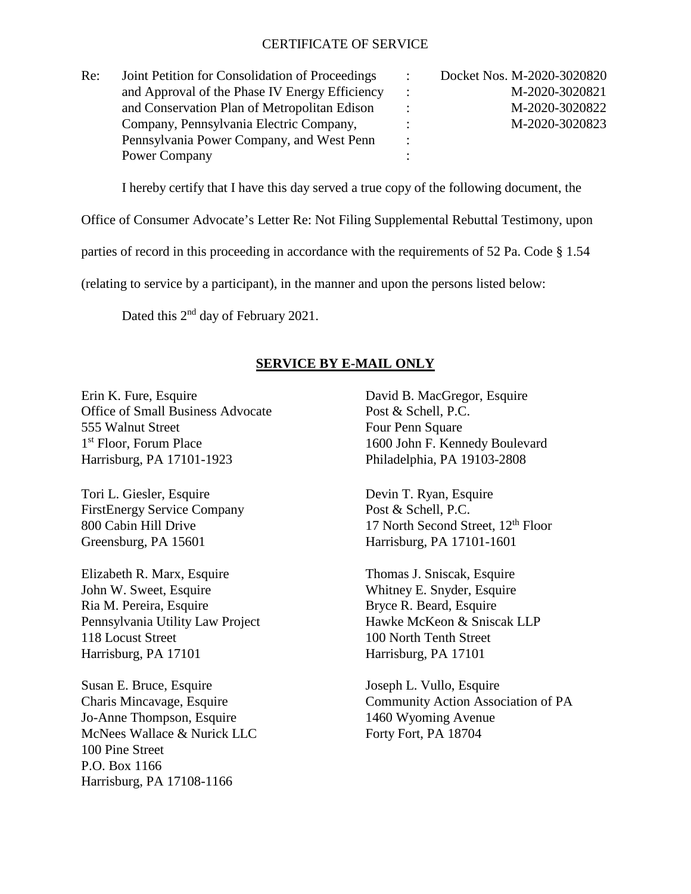CERTIFICATE OF SERVICE

| Re: | Joint Petition for Consolidation of Proceedings and Approval of the Phase IV Energy Efficiency and Conservation Plan of Metropolitan Edison Company, Pennsylvania Electric Company, Pennsylvania Power Company, and West Penn Power Company | : | Docket Nos. M-2020-3020820<br>M-2020-3020821<br>M-2020-3020822<br>M-2020-3020823 |
|---|---|---|---|

I hereby certify that I have this day served a true copy of the following document, the Office of Consumer Advocate's Letter Re: Not Filing Supplemental Rebuttal Testimony, upon parties of record in this proceeding in accordance with the requirements of 52 Pa. Code § 1.54 (relating to service by a participant), in the manner and upon the persons listed below:

Dated this 2nd day of February 2021.

**SERVICE BY E-MAIL ONLY**

Erin K. Fure, Esquire
Office of Small Business Advocate
555 Walnut Street
1st Floor, Forum Place
Harrisburg, PA 17101-1923

Tori L. Giesler, Esquire
FirstEnergy Service Company
800 Cabin Hill Drive
Greensburg, PA 15601

Elizabeth R. Marx, Esquire
John W. Sweet, Esquire
Ria M. Pereira, Esquire
Pennsylvania Utility Law Project
118 Locust Street
Harrisburg, PA 17101

Susan E. Bruce, Esquire
Charis Mincavage, Esquire
Jo-Anne Thompson, Esquire
McNees Wallace & Nurick LLC
100 Pine Street
P.O. Box 1166
Harrisburg, PA 17108-1166

David B. MacGregor, Esquire
Post & Schell, P.C.
Four Penn Square
1600 John F. Kennedy Boulevard
Philadelphia, PA 19103-2808

Devin T. Ryan, Esquire
Post & Schell, P.C.
17 North Second Street, 12th Floor
Harrisburg, PA 17101-1601

Thomas J. Sniscak, Esquire
Whitney E. Snyder, Esquire
Bryce R. Beard, Esquire
Hawke McKeon & Sniscak LLP
100 North Tenth Street
Harrisburg, PA 17101

Joseph L. Vullo, Esquire
Community Action Association of PA
1460 Wyoming Avenue
Forty Fort, PA 18704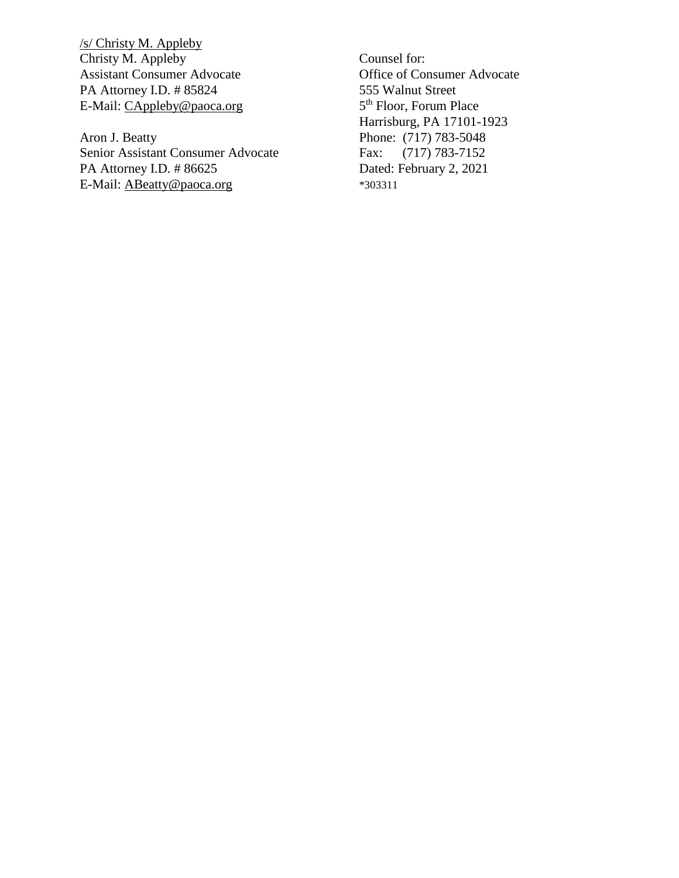/s/ Christy M. Appleby
Christy M. Appleby
Assistant Consumer Advocate
PA Attorney I.D. # 85824
E-Mail: CAppleby@paoca.org

Aron J. Beatty
Senior Assistant Consumer Advocate
PA Attorney I.D. # 86625
E-Mail: ABeatty@paoca.org

Counsel for:
Office of Consumer Advocate
555 Walnut Street
5th Floor, Forum Place
Harrisburg, PA 17101-1923
Phone: (717) 783-5048
Fax: (717) 783-7152
Dated: February 2, 2021
*303311